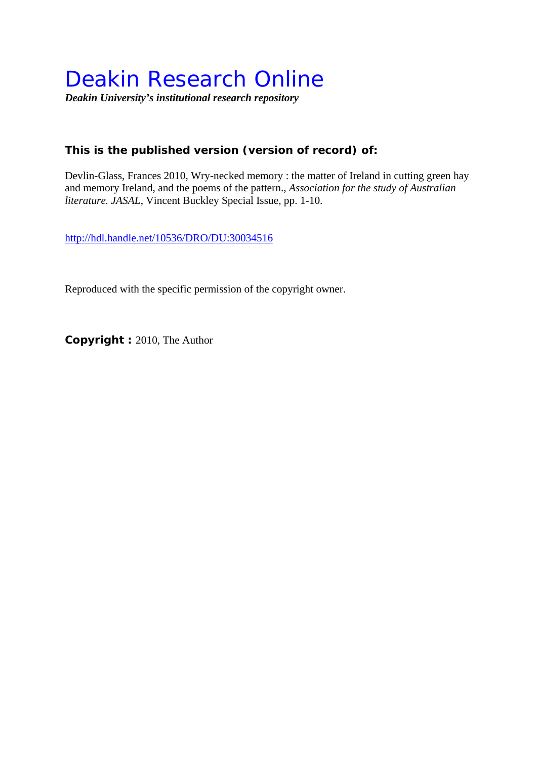# Deakin Research Online

***Deakin University's institutional research repository***

**This is the published version (version of record) of:**

Devlin-Glass, Frances 2010, Wry-necked memory : the matter of Ireland in cutting green hay and memory Ireland, and the poems of the pattern., *Association for the study of Australian literature. JASAL*, Vincent Buckley Special Issue, pp. 1-10.

http://hdl.handle.net/10536/DRO/DU:30034516

Reproduced with the specific permission of the copyright owner.

**Copyright :** 2010, The Author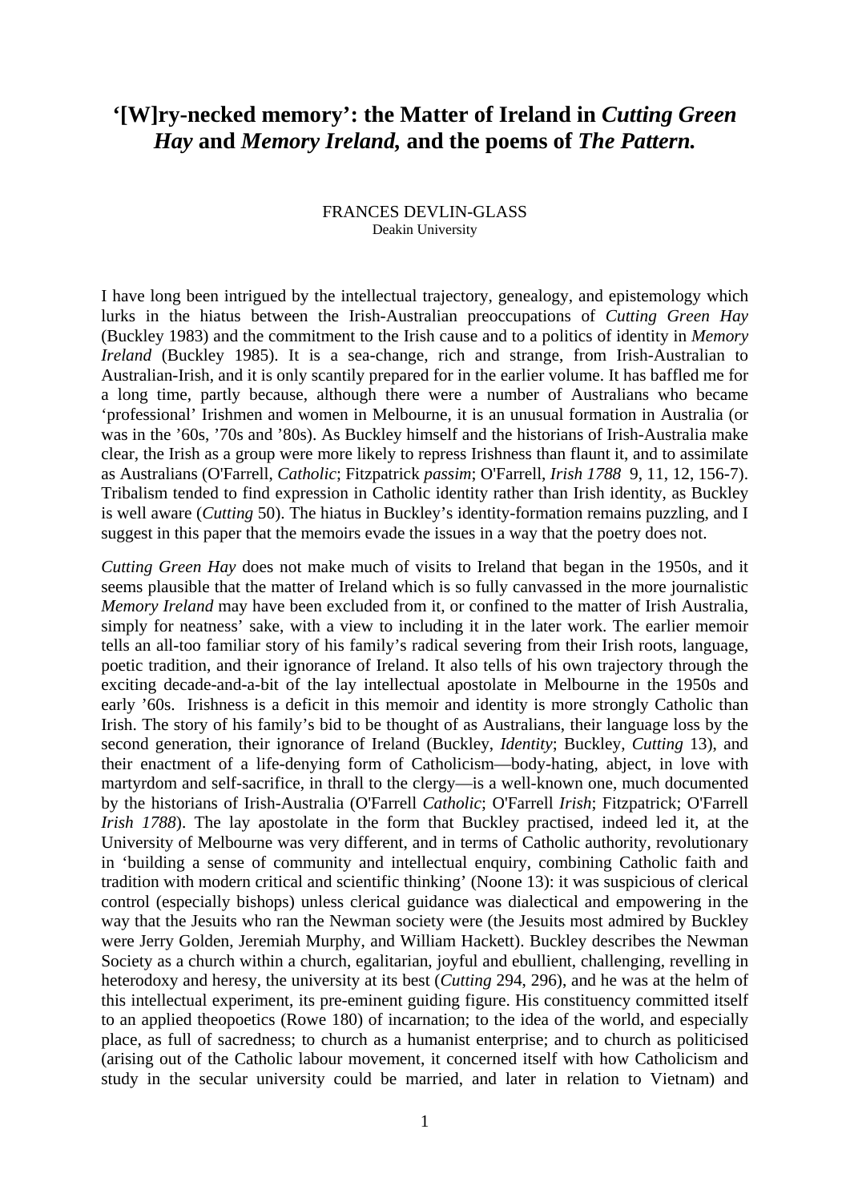# '[W]ry-necked memory': the Matter of Ireland in *Cutting Green Hay* and *Memory Ireland,* and the poems of *The Pattern.*

FRANCES DEVLIN-GLASS
Deakin University

I have long been intrigued by the intellectual trajectory, genealogy, and epistemology which lurks in the hiatus between the Irish-Australian preoccupations of *Cutting Green Hay* (Buckley 1983) and the commitment to the Irish cause and to a politics of identity in *Memory Ireland* (Buckley 1985). It is a sea-change, rich and strange, from Irish-Australian to Australian-Irish, and it is only scantily prepared for in the earlier volume. It has baffled me for a long time, partly because, although there were a number of Australians who became 'professional' Irishmen and women in Melbourne, it is an unusual formation in Australia (or was in the '60s, '70s and '80s). As Buckley himself and the historians of Irish-Australia make clear, the Irish as a group were more likely to repress Irishness than flaunt it, and to assimilate as Australians (O'Farrell, *Catholic*; Fitzpatrick *passim*; O'Farrell, *Irish 1788* 9, 11, 12, 156-7). Tribalism tended to find expression in Catholic identity rather than Irish identity, as Buckley is well aware (*Cutting* 50). The hiatus in Buckley's identity-formation remains puzzling, and I suggest in this paper that the memoirs evade the issues in a way that the poetry does not.

*Cutting Green Hay* does not make much of visits to Ireland that began in the 1950s, and it seems plausible that the matter of Ireland which is so fully canvassed in the more journalistic *Memory Ireland* may have been excluded from it, or confined to the matter of Irish Australia, simply for neatness' sake, with a view to including it in the later work. The earlier memoir tells an all-too familiar story of his family's radical severing from their Irish roots, language, poetic tradition, and their ignorance of Ireland. It also tells of his own trajectory through the exciting decade-and-a-bit of the lay intellectual apostolate in Melbourne in the 1950s and early '60s. Irishness is a deficit in this memoir and identity is more strongly Catholic than Irish. The story of his family's bid to be thought of as Australians, their language loss by the second generation, their ignorance of Ireland (Buckley, *Identity*; Buckley, *Cutting* 13), and their enactment of a life-denying form of Catholicism—body-hating, abject, in love with martyrdom and self-sacrifice, in thrall to the clergy—is a well-known one, much documented by the historians of Irish-Australia (O'Farrell *Catholic*; O'Farrell *Irish*; Fitzpatrick; O'Farrell *Irish 1788*). The lay apostolate in the form that Buckley practised, indeed led it, at the University of Melbourne was very different, and in terms of Catholic authority, revolutionary in 'building a sense of community and intellectual enquiry, combining Catholic faith and tradition with modern critical and scientific thinking' (Noone 13): it was suspicious of clerical control (especially bishops) unless clerical guidance was dialectical and empowering in the way that the Jesuits who ran the Newman society were (the Jesuits most admired by Buckley were Jerry Golden, Jeremiah Murphy, and William Hackett). Buckley describes the Newman Society as a church within a church, egalitarian, joyful and ebullient, challenging, revelling in heterodoxy and heresy, the university at its best (*Cutting* 294, 296), and he was at the helm of this intellectual experiment, its pre-eminent guiding figure. His constituency committed itself to an applied theopoetics (Rowe 180) of incarnation; to the idea of the world, and especially place, as full of sacredness; to church as a humanist enterprise; and to church as politicised (arising out of the Catholic labour movement, it concerned itself with how Catholicism and study in the secular university could be married, and later in relation to Vietnam) and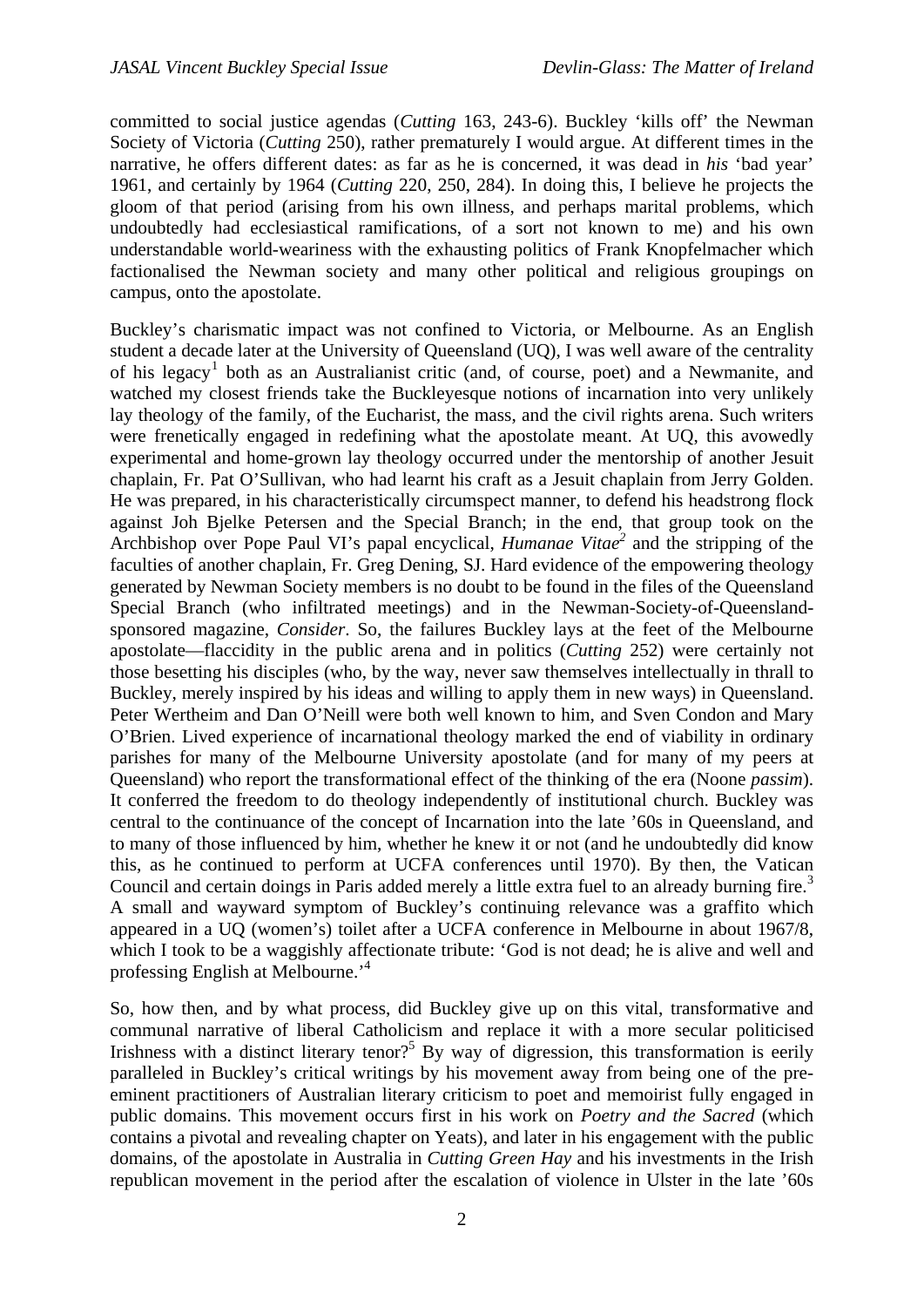committed to social justice agendas (*Cutting* 163, 243-6). Buckley 'kills off' the Newman Society of Victoria (*Cutting* 250), rather prematurely I would argue. At different times in the narrative, he offers different dates: as far as he is concerned, it was dead in *his* 'bad year' 1961, and certainly by 1964 (*Cutting* 220, 250, 284). In doing this, I believe he projects the gloom of that period (arising from his own illness, and perhaps marital problems, which undoubtedly had ecclesiastical ramifications, of a sort not known to me) and his own understandable world-weariness with the exhausting politics of Frank Knopfelmacher which factionalised the Newman society and many other political and religious groupings on campus, onto the apostolate.

Buckley's charismatic impact was not confined to Victoria, or Melbourne. As an English student a decade later at the University of Queensland (UQ), I was well aware of the centrality of his legacy[1] both as an Australianist critic (and, of course, poet) and a Newmanite, and watched my closest friends take the Buckleyesque notions of incarnation into very unlikely lay theology of the family, of the Eucharist, the mass, and the civil rights arena. Such writers were frenetically engaged in redefining what the apostolate meant. At UQ, this avowedly experimental and home-grown lay theology occurred under the mentorship of another Jesuit chaplain, Fr. Pat O'Sullivan, who had learnt his craft as a Jesuit chaplain from Jerry Golden. He was prepared, in his characteristically circumspect manner, to defend his headstrong flock against Joh Bjelke Petersen and the Special Branch; in the end, that group took on the Archbishop over Pope Paul VI's papal encyclical, *Humanae Vitae*[2] and the stripping of the faculties of another chaplain, Fr. Greg Dening, SJ. Hard evidence of the empowering theology generated by Newman Society members is no doubt to be found in the files of the Queensland Special Branch (who infiltrated meetings) and in the Newman-Society-of-Queensland-sponsored magazine, *Consider*. So, the failures Buckley lays at the feet of the Melbourne apostolate—flaccidity in the public arena and in politics (*Cutting* 252) were certainly not those besetting his disciples (who, by the way, never saw themselves intellectually in thrall to Buckley, merely inspired by his ideas and willing to apply them in new ways) in Queensland. Peter Wertheim and Dan O'Neill were both well known to him, and Sven Condon and Mary O'Brien. Lived experience of incarnational theology marked the end of viability in ordinary parishes for many of the Melbourne University apostolate (and for many of my peers at Queensland) who report the transformational effect of the thinking of the era (Noone *passim*). It conferred the freedom to do theology independently of institutional church. Buckley was central to the continuance of the concept of Incarnation into the late '60s in Queensland, and to many of those influenced by him, whether he knew it or not (and he undoubtedly did know this, as he continued to perform at UCFA conferences until 1970). By then, the Vatican Council and certain doings in Paris added merely a little extra fuel to an already burning fire.[3] A small and wayward symptom of Buckley's continuing relevance was a graffito which appeared in a UQ (women's) toilet after a UCFA conference in Melbourne in about 1967/8, which I took to be a waggishly affectionate tribute: 'God is not dead; he is alive and well and professing English at Melbourne.'[4]

So, how then, and by what process, did Buckley give up on this vital, transformative and communal narrative of liberal Catholicism and replace it with a more secular politicised Irishness with a distinct literary tenor?[5] By way of digression, this transformation is eerily paralleled in Buckley's critical writings by his movement away from being one of the pre-eminent practitioners of Australian literary criticism to poet and memoirist fully engaged in public domains. This movement occurs first in his work on *Poetry and the Sacred* (which contains a pivotal and revealing chapter on Yeats), and later in his engagement with the public domains, of the apostolate in Australia in *Cutting Green Hay* and his investments in the Irish republican movement in the period after the escalation of violence in Ulster in the late '60s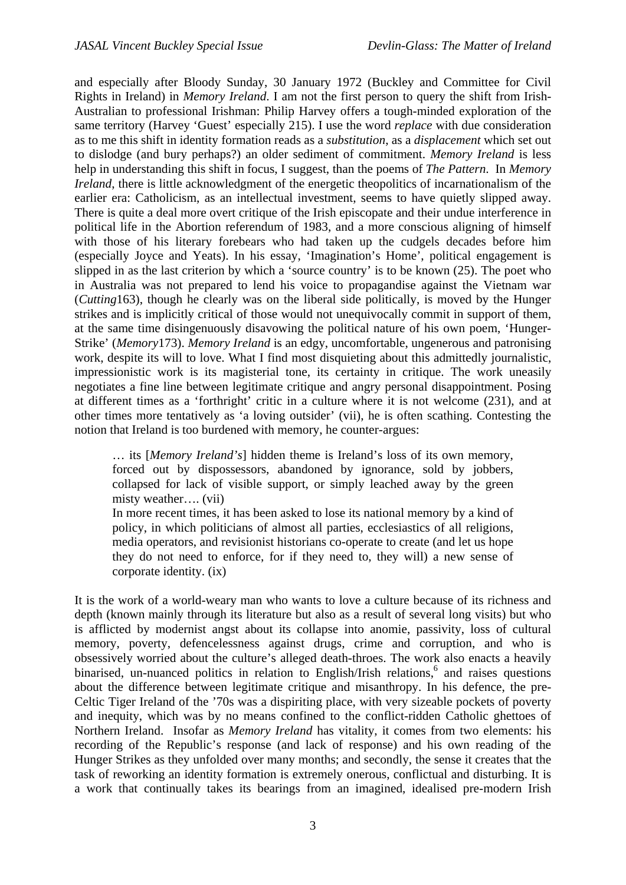and especially after Bloody Sunday, 30 January 1972 (Buckley and Committee for Civil Rights in Ireland) in *Memory Ireland*. I am not the first person to query the shift from Irish-Australian to professional Irishman: Philip Harvey offers a tough-minded exploration of the same territory (Harvey 'Guest' especially 215). I use the word *replace* with due consideration as to me this shift in identity formation reads as a *substitution*, as a *displacement* which set out to dislodge (and bury perhaps?) an older sediment of commitment. *Memory Ireland* is less help in understanding this shift in focus, I suggest, than the poems of *The Pattern*. In *Memory Ireland*, there is little acknowledgment of the energetic theopolitics of incarnationalism of the earlier era: Catholicism, as an intellectual investment, seems to have quietly slipped away. There is quite a deal more overt critique of the Irish episcopate and their undue interference in political life in the Abortion referendum of 1983, and a more conscious aligning of himself with those of his literary forebears who had taken up the cudgels decades before him (especially Joyce and Yeats). In his essay, 'Imagination's Home', political engagement is slipped in as the last criterion by which a 'source country' is to be known (25). The poet who in Australia was not prepared to lend his voice to propagandise against the Vietnam war (*Cutting*163), though he clearly was on the liberal side politically, is moved by the Hunger strikes and is implicitly critical of those would not unequivocally commit in support of them, at the same time disingenuously disavowing the political nature of his own poem, 'Hunger-Strike' (*Memory*173). *Memory Ireland* is an edgy, uncomfortable, ungenerous and patronising work, despite its will to love. What I find most disquieting about this admittedly journalistic, impressionistic work is its magisterial tone, its certainty in critique. The work uneasily negotiates a fine line between legitimate critique and angry personal disappointment. Posing at different times as a 'forthright' critic in a culture where it is not welcome (231), and at other times more tentatively as 'a loving outsider' (vii), he is often scathing. Contesting the notion that Ireland is too burdened with memory, he counter-argues:

> … its [*Memory Ireland's*] hidden theme is Ireland's loss of its own memory, forced out by dispossessors, abandoned by ignorance, sold by jobbers, collapsed for lack of visible support, or simply leached away by the green misty weather…. (vii)
>
> In more recent times, it has been asked to lose its national memory by a kind of policy, in which politicians of almost all parties, ecclesiastics of all religions, media operators, and revisionist historians co-operate to create (and let us hope they do not need to enforce, for if they need to, they will) a new sense of corporate identity. (ix)

It is the work of a world-weary man who wants to love a culture because of its richness and depth (known mainly through its literature but also as a result of several long visits) but who is afflicted by modernist angst about its collapse into anomie, passivity, loss of cultural memory, poverty, defencelessness against drugs, crime and corruption, and who is obsessively worried about the culture's alleged death-throes. The work also enacts a heavily binarised, un-nuanced politics in relation to English/Irish relations,[6] and raises questions about the difference between legitimate critique and misanthropy. In his defence, the pre-Celtic Tiger Ireland of the '70s was a dispiriting place, with very sizeable pockets of poverty and inequity, which was by no means confined to the conflict-ridden Catholic ghettoes of Northern Ireland. Insofar as *Memory Ireland* has vitality, it comes from two elements: his recording of the Republic's response (and lack of response) and his own reading of the Hunger Strikes as they unfolded over many months; and secondly, the sense it creates that the task of reworking an identity formation is extremely onerous, conflictual and disturbing. It is a work that continually takes its bearings from an imagined, idealised pre-modern Irish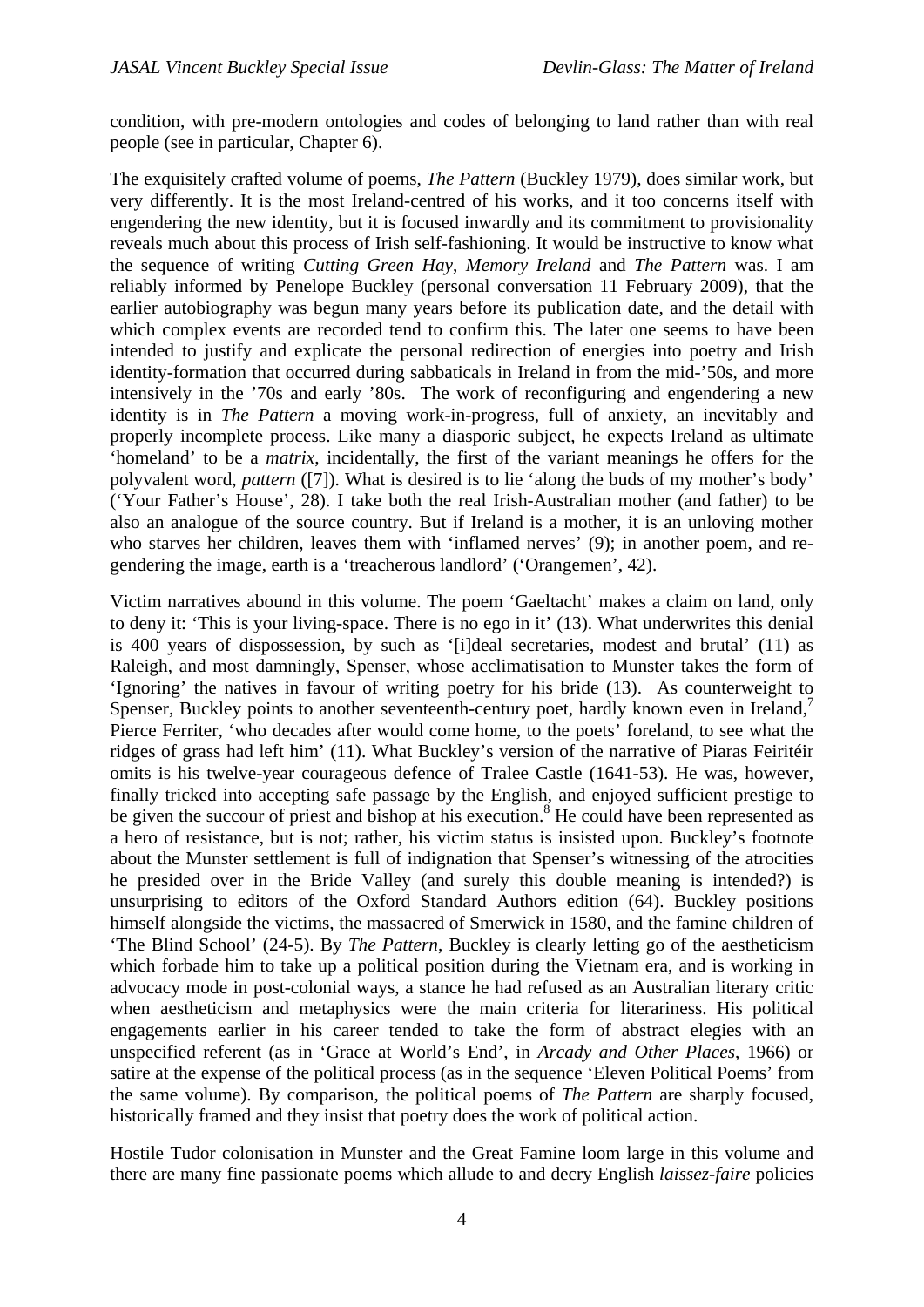condition, with pre-modern ontologies and codes of belonging to land rather than with real people (see in particular, Chapter 6).

The exquisitely crafted volume of poems, *The Pattern* (Buckley 1979), does similar work, but very differently. It is the most Ireland-centred of his works, and it too concerns itself with engendering the new identity, but it is focused inwardly and its commitment to provisionality reveals much about this process of Irish self-fashioning. It would be instructive to know what the sequence of writing *Cutting Green Hay*, *Memory Ireland* and *The Pattern* was. I am reliably informed by Penelope Buckley (personal conversation 11 February 2009), that the earlier autobiography was begun many years before its publication date, and the detail with which complex events are recorded tend to confirm this. The later one seems to have been intended to justify and explicate the personal redirection of energies into poetry and Irish identity-formation that occurred during sabbaticals in Ireland in from the mid-'50s, and more intensively in the '70s and early '80s. The work of reconfiguring and engendering a new identity is in *The Pattern* a moving work-in-progress, full of anxiety, an inevitably and properly incomplete process. Like many a diasporic subject, he expects Ireland as ultimate 'homeland' to be a *matrix*, incidentally, the first of the variant meanings he offers for the polyvalent word, *pattern* ([7]). What is desired is to lie 'along the buds of my mother's body' ('Your Father's House', 28). I take both the real Irish-Australian mother (and father) to be also an analogue of the source country. But if Ireland is a mother, it is an unloving mother who starves her children, leaves them with 'inflamed nerves' (9); in another poem, and re-gendering the image, earth is a 'treacherous landlord' ('Orangemen', 42).

Victim narratives abound in this volume. The poem 'Gaeltacht' makes a claim on land, only to deny it: 'This is your living-space. There is no ego in it' (13). What underwrites this denial is 400 years of dispossession, by such as '[i]deal secretaries, modest and brutal' (11) as Raleigh, and most damningly, Spenser, whose acclimatisation to Munster takes the form of 'Ignoring' the natives in favour of writing poetry for his bride (13). As counterweight to Spenser, Buckley points to another seventeenth-century poet, hardly known even in Ireland,[7] Pierce Ferriter, 'who decades after would come home, to the poets' foreland, to see what the ridges of grass had left him' (11). What Buckley's version of the narrative of Piaras Feiritéir omits is his twelve-year courageous defence of Tralee Castle (1641-53). He was, however, finally tricked into accepting safe passage by the English, and enjoyed sufficient prestige to be given the succour of priest and bishop at his execution.[8] He could have been represented as a hero of resistance, but is not; rather, his victim status is insisted upon. Buckley's footnote about the Munster settlement is full of indignation that Spenser's witnessing of the atrocities he presided over in the Bride Valley (and surely this double meaning is intended?) is unsurprising to editors of the Oxford Standard Authors edition (64). Buckley positions himself alongside the victims, the massacred of Smerwick in 1580, and the famine children of 'The Blind School' (24-5). By *The Pattern*, Buckley is clearly letting go of the aestheticism which forbade him to take up a political position during the Vietnam era, and is working in advocacy mode in post-colonial ways, a stance he had refused as an Australian literary critic when aestheticism and metaphysics were the main criteria for literariness. His political engagements earlier in his career tended to take the form of abstract elegies with an unspecified referent (as in 'Grace at World's End', in *Arcady and Other Places*, 1966) or satire at the expense of the political process (as in the sequence 'Eleven Political Poems' from the same volume). By comparison, the political poems of *The Pattern* are sharply focused, historically framed and they insist that poetry does the work of political action.

Hostile Tudor colonisation in Munster and the Great Famine loom large in this volume and there are many fine passionate poems which allude to and decry English *laissez-faire* policies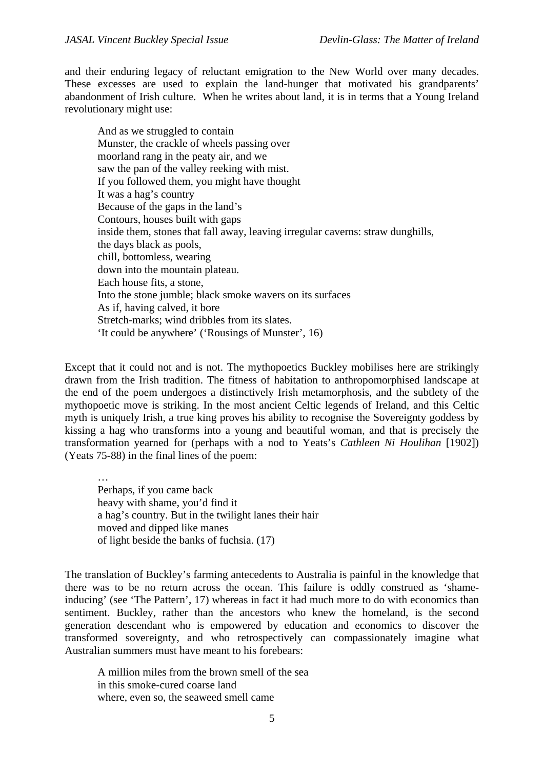and their enduring legacy of reluctant emigration to the New World over many decades. These excesses are used to explain the land-hunger that motivated his grandparents' abandonment of Irish culture. When he writes about land, it is in terms that a Young Ireland revolutionary might use:

> And as we struggled to contain  
> Munster, the crackle of wheels passing over  
> moorland rang in the peaty air, and we  
> saw the pan of the valley reeking with mist.  
> If you followed them, you might have thought  
> It was a hag's country  
> Because of the gaps in the land's  
> Contours, houses built with gaps  
> inside them, stones that fall away, leaving irregular caverns: straw dunghills,  
> the days black as pools,  
> chill, bottomless, wearing  
> down into the mountain plateau.  
> Each house fits, a stone,  
> Into the stone jumble; black smoke wavers on its surfaces  
> As if, having calved, it bore  
> Stretch-marks; wind dribbles from its slates.  
> 'It could be anywhere' ('Rousings of Munster', 16)

Except that it could not and is not. The mythopoetics Buckley mobilises here are strikingly drawn from the Irish tradition. The fitness of habitation to anthropomorphised landscape at the end of the poem undergoes a distinctively Irish metamorphosis, and the subtlety of the mythopoetic move is striking. In the most ancient Celtic legends of Ireland, and this Celtic myth is uniquely Irish, a true king proves his ability to recognise the Sovereignty goddess by kissing a hag who transforms into a young and beautiful woman, and that is precisely the transformation yearned for (perhaps with a nod to Yeats's *Cathleen Ni Houlihan* [1902]) (Yeats 75-88) in the final lines of the poem:

> …  
> Perhaps, if you came back  
> heavy with shame, you'd find it  
> a hag's country. But in the twilight lanes their hair  
> moved and dipped like manes  
> of light beside the banks of fuchsia. (17)

The translation of Buckley's farming antecedents to Australia is painful in the knowledge that there was to be no return across the ocean. This failure is oddly construed as 'shame-inducing' (see 'The Pattern', 17) whereas in fact it had much more to do with economics than sentiment. Buckley, rather than the ancestors who knew the homeland, is the second generation descendant who is empowered by education and economics to discover the transformed sovereignty, and who retrospectively can compassionately imagine what Australian summers must have meant to his forebears:

> A million miles from the brown smell of the sea  
> in this smoke-cured coarse land  
> where, even so, the seaweed smell came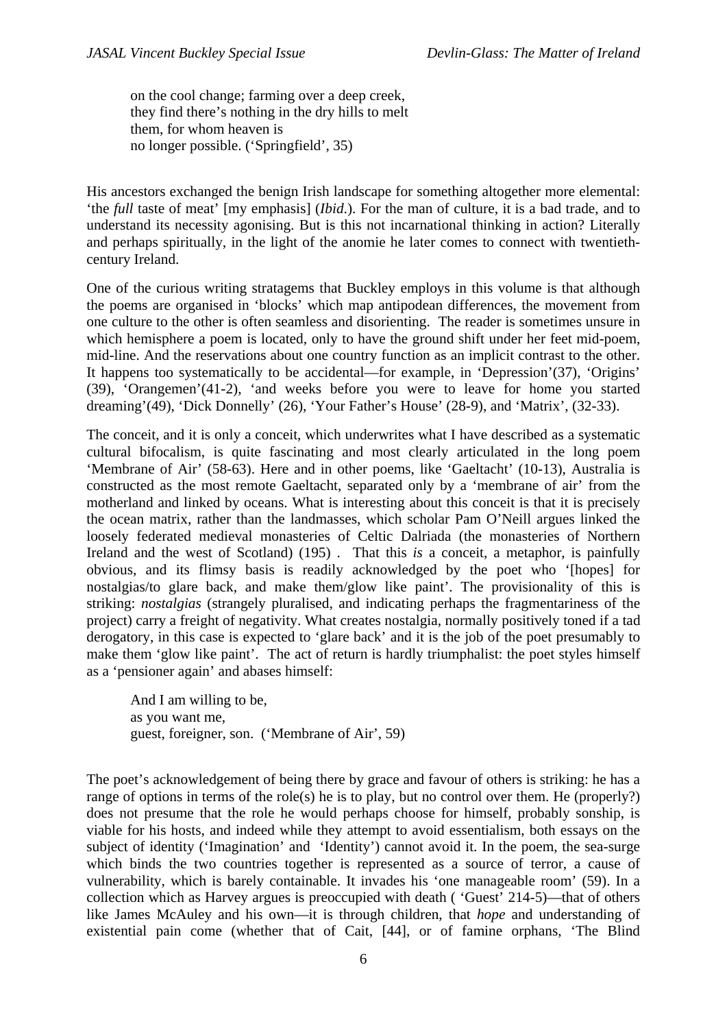> on the cool change; farming over a deep creek,
> they find there's nothing in the dry hills to melt
> them, for whom heaven is
> no longer possible. ('Springfield', 35)

His ancestors exchanged the benign Irish landscape for something altogether more elemental: 'the *full* taste of meat' [my emphasis] (*Ibid*.). For the man of culture, it is a bad trade, and to understand its necessity agonising. But is this not incarnational thinking in action? Literally and perhaps spiritually, in the light of the anomie he later comes to connect with twentieth-century Ireland.

One of the curious writing stratagems that Buckley employs in this volume is that although the poems are organised in 'blocks' which map antipodean differences, the movement from one culture to the other is often seamless and disorienting. The reader is sometimes unsure in which hemisphere a poem is located, only to have the ground shift under her feet mid-poem, mid-line. And the reservations about one country function as an implicit contrast to the other. It happens too systematically to be accidental—for example, in 'Depression'(37), 'Origins' (39), 'Orangemen'(41-2), 'and weeks before you were to leave for home you started dreaming'(49), 'Dick Donnelly' (26), 'Your Father's House' (28-9), and 'Matrix', (32-33).

The conceit, and it is only a conceit, which underwrites what I have described as a systematic cultural bifocalism, is quite fascinating and most clearly articulated in the long poem 'Membrane of Air' (58-63). Here and in other poems, like 'Gaeltacht' (10-13), Australia is constructed as the most remote Gaeltacht, separated only by a 'membrane of air' from the motherland and linked by oceans. What is interesting about this conceit is that it is precisely the ocean matrix, rather than the landmasses, which scholar Pam O'Neill argues linked the loosely federated medieval monasteries of Celtic Dalriada (the monasteries of Northern Ireland and the west of Scotland) (195) . That this *is* a conceit, a metaphor, is painfully obvious, and its flimsy basis is readily acknowledged by the poet who '[hopes] for nostalgias/to glare back, and make them/glow like paint'. The provisionality of this is striking: *nostalgias* (strangely pluralised, and indicating perhaps the fragmentariness of the project) carry a freight of negativity. What creates nostalgia, normally positively toned if a tad derogatory, in this case is expected to 'glare back' and it is the job of the poet presumably to make them 'glow like paint'. The act of return is hardly triumphalist: the poet styles himself as a 'pensioner again' and abases himself:

> And I am willing to be,
> as you want me,
> guest, foreigner, son. ('Membrane of Air', 59)

The poet's acknowledgement of being there by grace and favour of others is striking: he has a range of options in terms of the role(s) he is to play, but no control over them. He (properly?) does not presume that the role he would perhaps choose for himself, probably sonship, is viable for his hosts, and indeed while they attempt to avoid essentialism, both essays on the subject of identity ('Imagination' and 'Identity') cannot avoid it. In the poem, the sea-surge which binds the two countries together is represented as a source of terror, a cause of vulnerability, which is barely containable. It invades his 'one manageable room' (59). In a collection which as Harvey argues is preoccupied with death ( 'Guest' 214-5)—that of others like James McAuley and his own—it is through children, that *hope* and understanding of existential pain come (whether that of Cait, [44], or of famine orphans, 'The Blind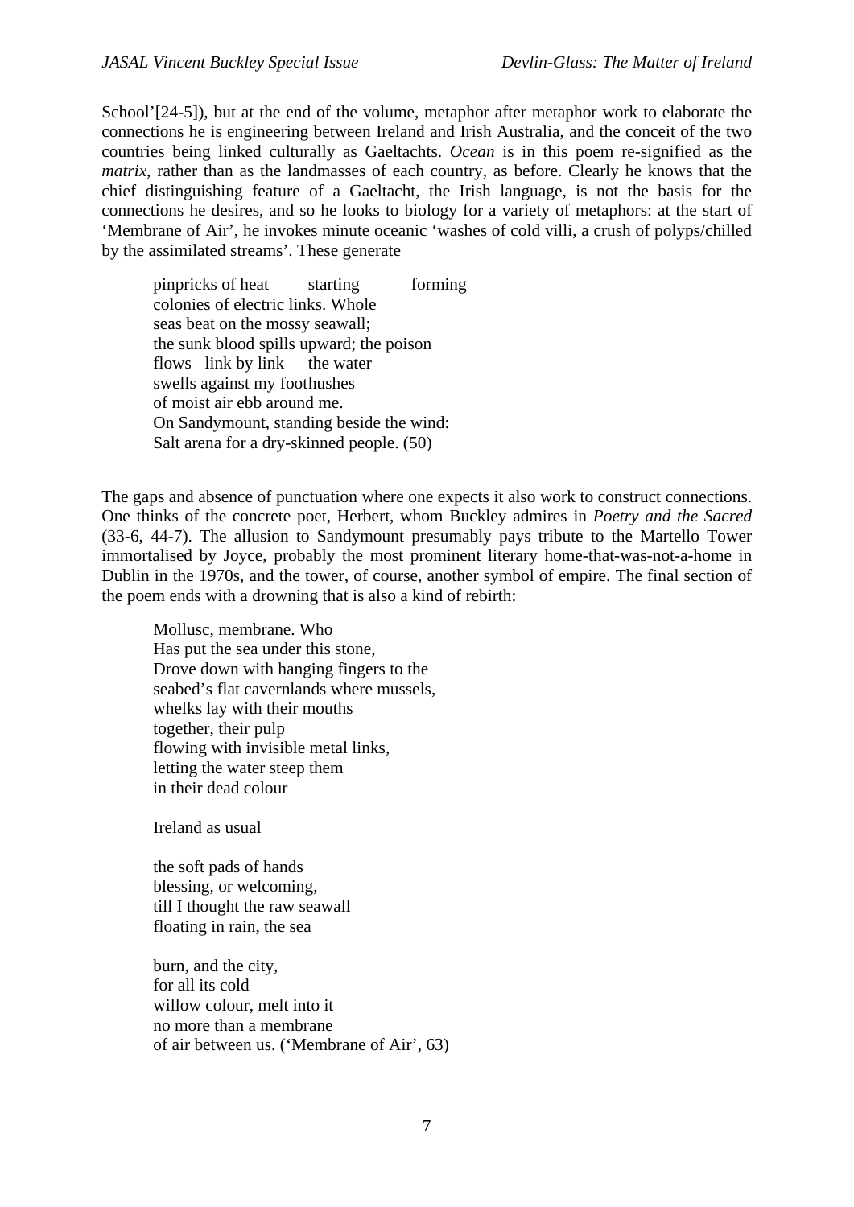School'[24-5]), but at the end of the volume, metaphor after metaphor work to elaborate the connections he is engineering between Ireland and Irish Australia, and the conceit of the two countries being linked culturally as Gaeltachts. *Ocean* is in this poem re-signified as the *matrix*, rather than as the landmasses of each country, as before. Clearly he knows that the chief distinguishing feature of a Gaeltacht, the Irish language, is not the basis for the connections he desires, and so he looks to biology for a variety of metaphors: at the start of 'Membrane of Air', he invokes minute oceanic 'washes of cold villi, a crush of polyps/chilled by the assimilated streams'. These generate

> pinpricks of heat        starting        forming
> colonies of electric links. Whole
> seas beat on the mossy seawall;
> the sunk blood spills upward; the poison
> flows   link by link     the water
> swells against my foothushes
> of moist air ebb around me.
> On Sandymount, standing beside the wind:
> Salt arena for a dry-skinned people. (50)

The gaps and absence of punctuation where one expects it also work to construct connections. One thinks of the concrete poet, Herbert, whom Buckley admires in *Poetry and the Sacred* (33-6, 44-7). The allusion to Sandymount presumably pays tribute to the Martello Tower immortalised by Joyce, probably the most prominent literary home-that-was-not-a-home in Dublin in the 1970s, and the tower, of course, another symbol of empire. The final section of the poem ends with a drowning that is also a kind of rebirth:

> Mollusc, membrane. Who
> Has put the sea under this stone,
> Drove down with hanging fingers to the
> seabed's flat cavernlands where mussels,
> whelks lay with their mouths
> together, their pulp
> flowing with invisible metal links,
> letting the water steep them
> in their dead colour
>
> Ireland as usual
>
> the soft pads of hands
> blessing, or welcoming,
> till I thought the raw seawall
> floating in rain, the sea
>
> burn, and the city,
> for all its cold
> willow colour, melt into it
> no more than a membrane
> of air between us. ('Membrane of Air', 63)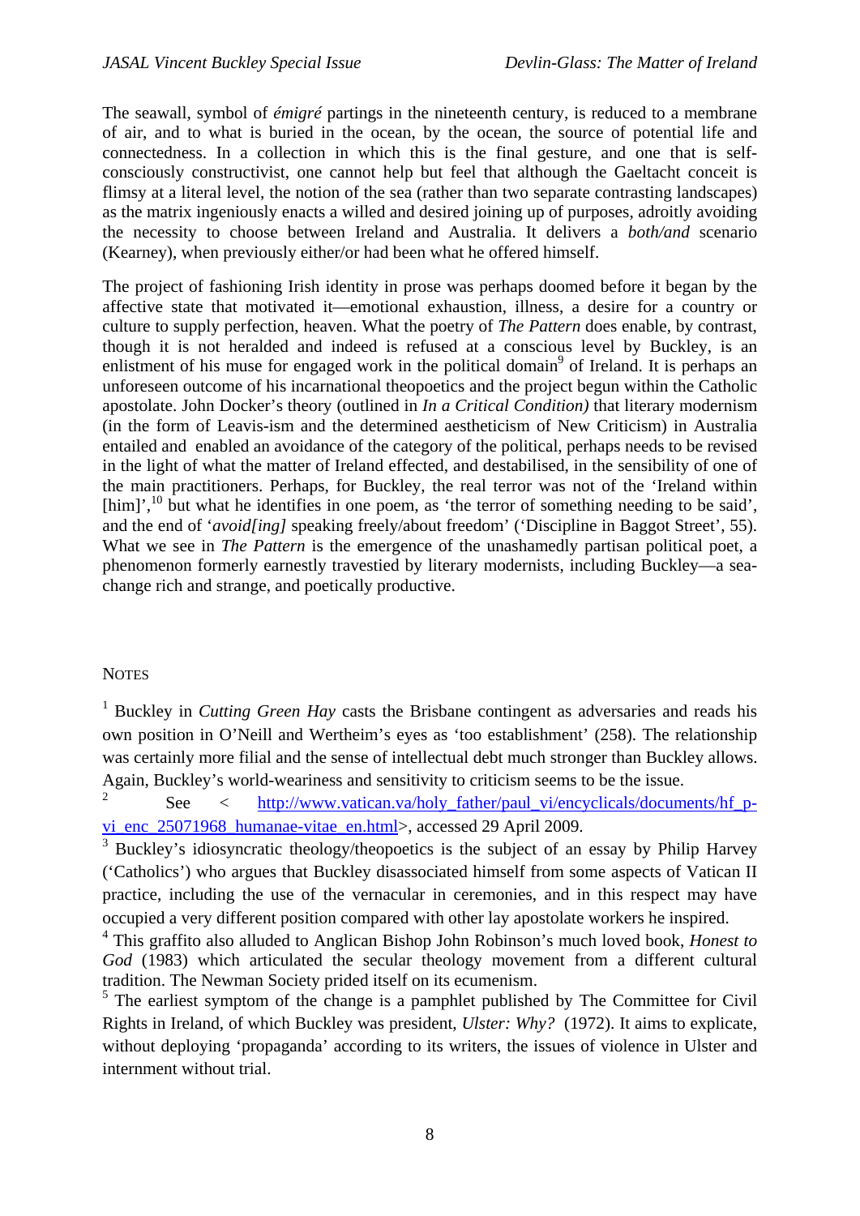The seawall, symbol of *émigré* partings in the nineteenth century, is reduced to a membrane of air, and to what is buried in the ocean, by the ocean, the source of potential life and connectedness. In a collection in which this is the final gesture, and one that is self-consciously constructivist, one cannot help but feel that although the Gaeltacht conceit is flimsy at a literal level, the notion of the sea (rather than two separate contrasting landscapes) as the matrix ingeniously enacts a willed and desired joining up of purposes, adroitly avoiding the necessity to choose between Ireland and Australia. It delivers a *both/and* scenario (Kearney), when previously either/or had been what he offered himself.

The project of fashioning Irish identity in prose was perhaps doomed before it began by the affective state that motivated it—emotional exhaustion, illness, a desire for a country or culture to supply perfection, heaven. What the poetry of *The Pattern* does enable, by contrast, though it is not heralded and indeed is refused at a conscious level by Buckley, is an enlistment of his muse for engaged work in the political domain[9] of Ireland. It is perhaps an unforeseen outcome of his incarnational theopoetics and the project begun within the Catholic apostolate. John Docker's theory (outlined in *In a Critical Condition)* that literary modernism (in the form of Leavis-ism and the determined aestheticism of New Criticism) in Australia entailed and enabled an avoidance of the category of the political, perhaps needs to be revised in the light of what the matter of Ireland effected, and destabilised, in the sensibility of one of the main practitioners. Perhaps, for Buckley, the real terror was not of the 'Ireland within [him]',[10] but what he identifies in one poem, as 'the terror of something needing to be said', and the end of '*avoid[ing]* speaking freely/about freedom' ('Discipline in Baggot Street', 55). What we see in *The Pattern* is the emergence of the unashamedly partisan political poet, a phenomenon formerly earnestly travestied by literary modernists, including Buckley—a sea-change rich and strange, and poetically productive.

## Notes

[1] Buckley in *Cutting Green Hay* casts the Brisbane contingent as adversaries and reads his own position in O'Neill and Wertheim's eyes as 'too establishment' (258). The relationship was certainly more filial and the sense of intellectual debt much stronger than Buckley allows. Again, Buckley's world-weariness and sensitivity to criticism seems to be the issue.

[2] See <http://www.vatican.va/holy_father/paul_vi/encyclicals/documents/hf_p-vi_enc_25071968_humanae-vitae_en.html>, accessed 29 April 2009.

[3] Buckley's idiosyncratic theology/theopoetics is the subject of an essay by Philip Harvey ('Catholics') who argues that Buckley disassociated himself from some aspects of Vatican II practice, including the use of the vernacular in ceremonies, and in this respect may have occupied a very different position compared with other lay apostolate workers he inspired.

[4] This graffito also alluded to Anglican Bishop John Robinson's much loved book, *Honest to God* (1983) which articulated the secular theology movement from a different cultural tradition. The Newman Society prided itself on its ecumenism.

[5] The earliest symptom of the change is a pamphlet published by The Committee for Civil Rights in Ireland, of which Buckley was president, *Ulster: Why?* (1972). It aims to explicate, without deploying 'propaganda' according to its writers, the issues of violence in Ulster and internment without trial.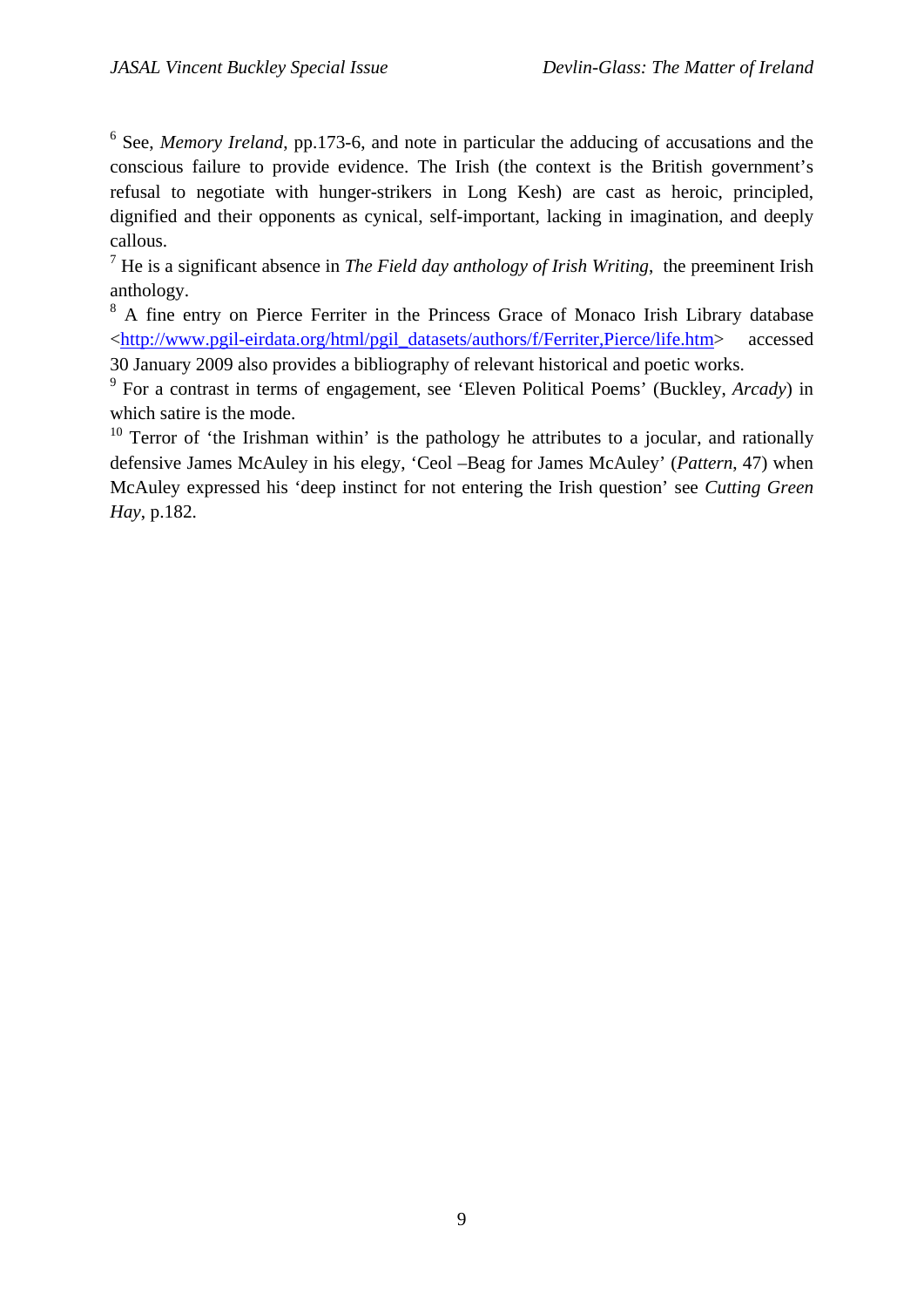[6] See, *Memory Ireland*, pp.173-6, and note in particular the adducing of accusations and the conscious failure to provide evidence. The Irish (the context is the British government's refusal to negotiate with hunger-strikers in Long Kesh) are cast as heroic, principled, dignified and their opponents as cynical, self-important, lacking in imagination, and deeply callous.

[7] He is a significant absence in *The Field day anthology of Irish Writing*, the preeminent Irish anthology.

[8] A fine entry on Pierce Ferriter in the Princess Grace of Monaco Irish Library database <http://www.pgil-eirdata.org/html/pgil_datasets/authors/f/Ferriter,Pierce/life.htm> accessed 30 January 2009 also provides a bibliography of relevant historical and poetic works.

[9] For a contrast in terms of engagement, see 'Eleven Political Poems' (Buckley, *Arcady*) in which satire is the mode.

[10] Terror of 'the Irishman within' is the pathology he attributes to a jocular, and rationally defensive James McAuley in his elegy, 'Ceol –Beag for James McAuley' (*Pattern*, 47) when McAuley expressed his 'deep instinct for not entering the Irish question' see *Cutting Green Hay*, p.182.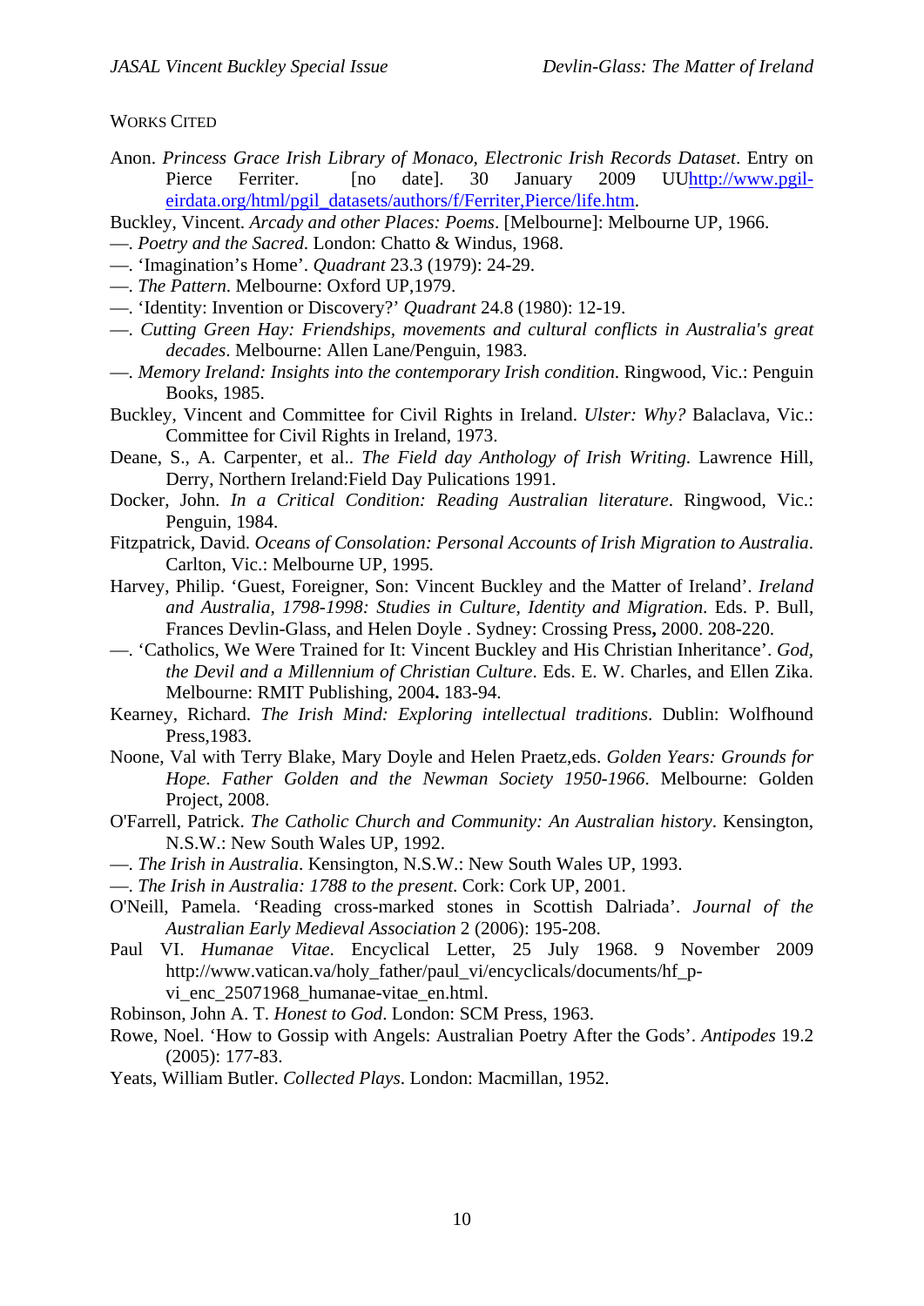## Works Cited

Anon. *Princess Grace Irish Library of Monaco, Electronic Irish Records Dataset*. Entry on Pierce Ferriter. [no date]. 30 January 2009 UUhttp://www.pgil-eirdata.org/html/pgil_datasets/authors/f/Ferriter,Pierce/life.htm.

Buckley, Vincent. *Arcady and other Places: Poems*. [Melbourne]: Melbourne UP, 1966.

—. *Poetry and the Sacred*. London: Chatto & Windus, 1968.

—. 'Imagination's Home'. *Quadrant* 23.3 (1979): 24-29.

—. *The Pattern*. Melbourne: Oxford UP,1979.

—. 'Identity: Invention or Discovery?' *Quadrant* 24.8 (1980): 12-19.

—. *Cutting Green Hay: Friendships, movements and cultural conflicts in Australia's great decades*. Melbourne: Allen Lane/Penguin, 1983.

—. *Memory Ireland: Insights into the contemporary Irish condition*. Ringwood, Vic.: Penguin Books, 1985.

Buckley, Vincent and Committee for Civil Rights in Ireland. *Ulster: Why?* Balaclava, Vic.: Committee for Civil Rights in Ireland, 1973.

Deane, S., A. Carpenter, et al.. *The Field day Anthology of Irish Writing*. Lawrence Hill, Derry, Northern Ireland:Field Day Pulications 1991.

Docker, John. *In a Critical Condition: Reading Australian literature*. Ringwood, Vic.: Penguin, 1984.

Fitzpatrick, David. *Oceans of Consolation: Personal Accounts of Irish Migration to Australia*. Carlton, Vic.: Melbourne UP, 1995.

Harvey, Philip. 'Guest, Foreigner, Son: Vincent Buckley and the Matter of Ireland'. *Ireland and Australia, 1798-1998: Studies in Culture, Identity and Migration*. Eds. P. Bull, Frances Devlin-Glass, and Helen Doyle . Sydney: Crossing Press**,** 2000. 208-220.

—. 'Catholics, We Were Trained for It: Vincent Buckley and His Christian Inheritance'. *God, the Devil and a Millennium of Christian Culture*. Eds. E. W. Charles, and Ellen Zika. Melbourne: RMIT Publishing, 2004**.** 183-94.

Kearney, Richard. *The Irish Mind: Exploring intellectual traditions*. Dublin: Wolfhound Press,1983.

Noone, Val with Terry Blake, Mary Doyle and Helen Praetz,eds. *Golden Years: Grounds for Hope. Father Golden and the Newman Society 1950-1966*. Melbourne: Golden Project, 2008.

O'Farrell, Patrick. *The Catholic Church and Community: An Australian history*. Kensington, N.S.W.: New South Wales UP, 1992.

—. *The Irish in Australia*. Kensington, N.S.W.: New South Wales UP, 1993.

—. *The Irish in Australia: 1788 to the present*. Cork: Cork UP, 2001.

O'Neill, Pamela. 'Reading cross-marked stones in Scottish Dalriada'. *Journal of the Australian Early Medieval Association* 2 (2006): 195-208.

Paul VI. *Humanae Vitae*. Encyclical Letter, 25 July 1968. 9 November 2009 http://www.vatican.va/holy_father/paul_vi/encyclicals/documents/hf_p-vi_enc_25071968_humanae-vitae_en.html.

Robinson, John A. T. *Honest to God*. London: SCM Press, 1963.

Rowe, Noel. 'How to Gossip with Angels: Australian Poetry After the Gods'. *Antipodes* 19.2 (2005): 177-83.

Yeats, William Butler. *Collected Plays*. London: Macmillan, 1952.